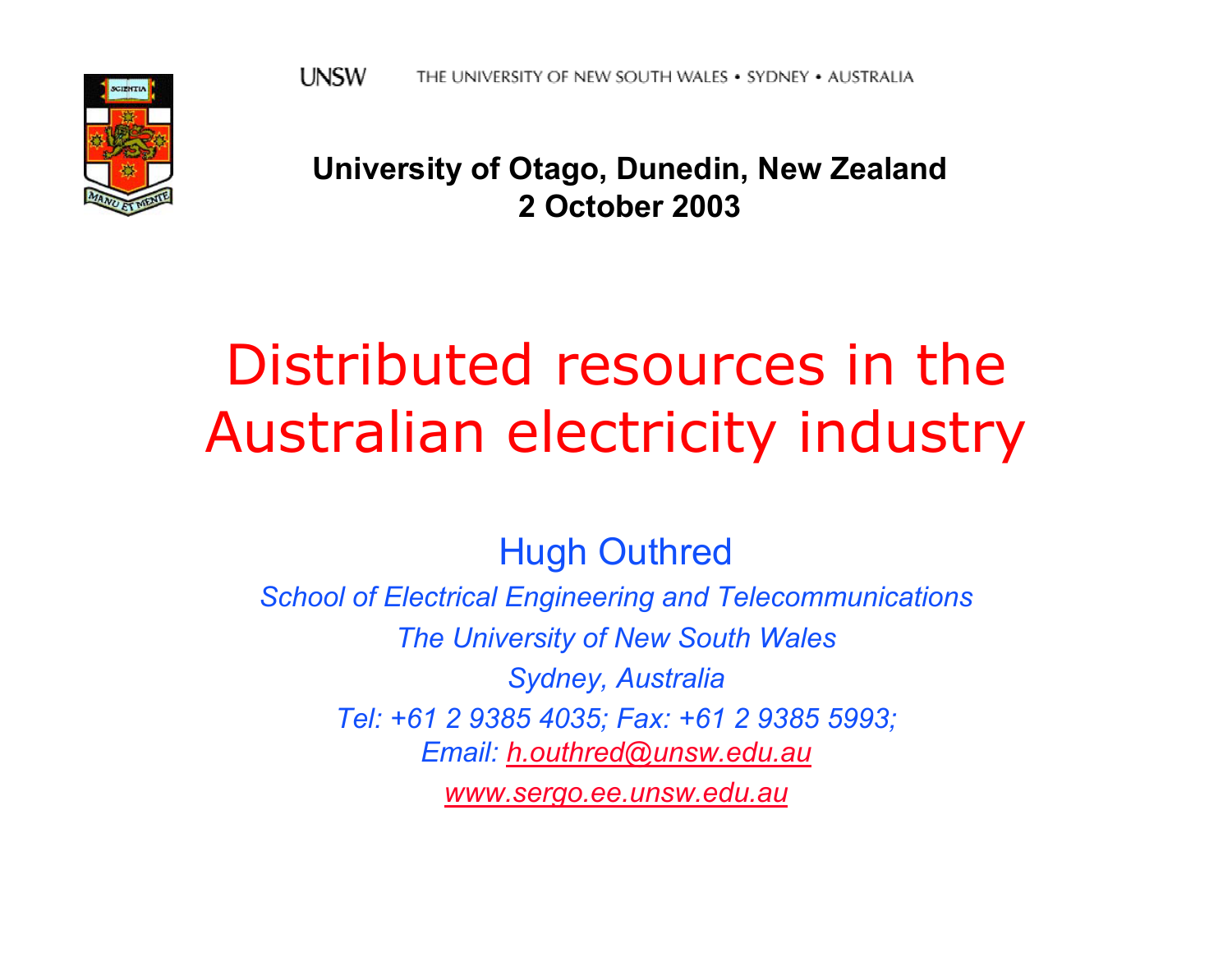UNSW THE UNIVERSITY OF NEW SOUTH WALES • SYDNEY • AUSTRALIA

**University of Otago, Dunedin, New Zealand**
**2 October 2003**

# Distributed resources in the Australian electricity industry

Hugh Outhred

*School of Electrical Engineering and Telecommunications*

*The University of New South Wales*

*Sydney, Australia*

*Tel: +61 2 9385 4035; Fax: +61 2 9385 5993;*

*Email: h.outhred@unsw.edu.au*

*www.sergo.ee.unsw.edu.au*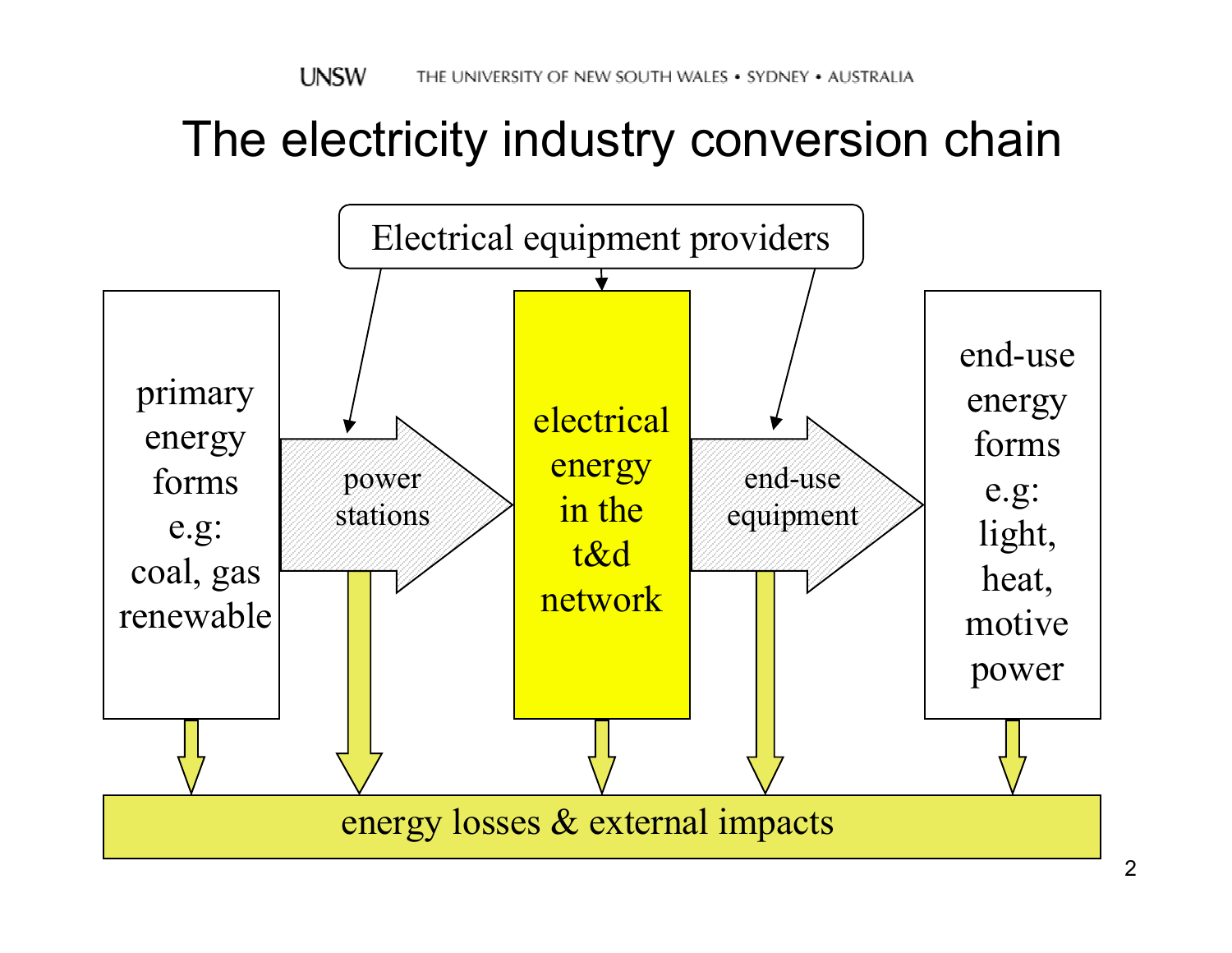# The electricity industry conversion chain

Electrical equipment providers

primary energy forms e.g: coal, gas renewable

power stations

electrical energy in the t&d network

end-use equipment

end-use energy forms e.g: light, heat, motive power

energy losses & external impacts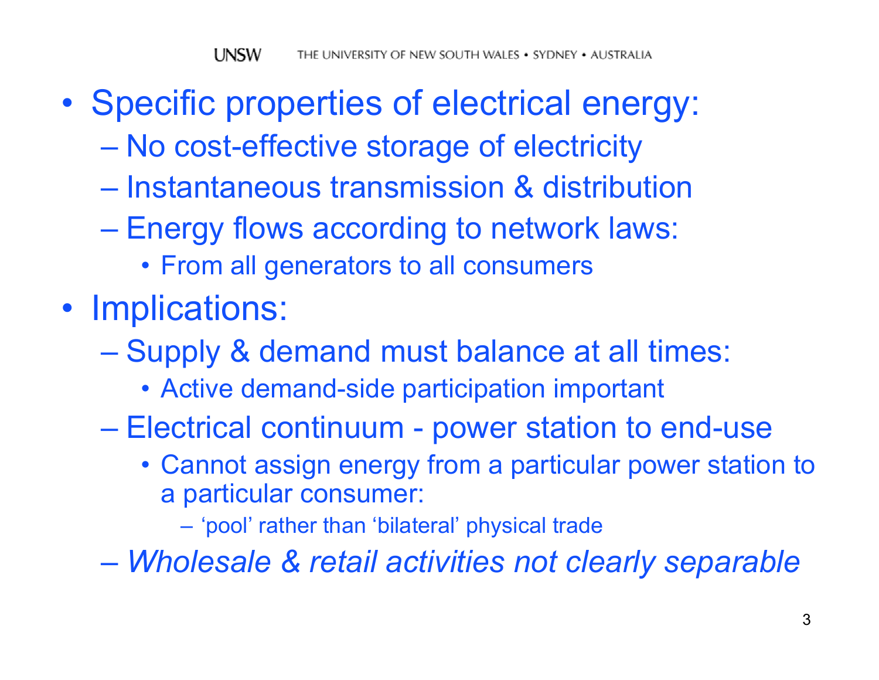- Specific properties of electrical energy:
  - No cost-effective storage of electricity
  - Instantaneous transmission & distribution
  - Energy flows according to network laws:
    - From all generators to all consumers
- Implications:
  - Supply & demand must balance at all times:
    - Active demand-side participation important
  - Electrical continuum - power station to end-use
    - Cannot assign energy from a particular power station to a particular consumer:
      - ‘pool’ rather than ‘bilateral’ physical trade
  - *Wholesale & retail activities not clearly separable*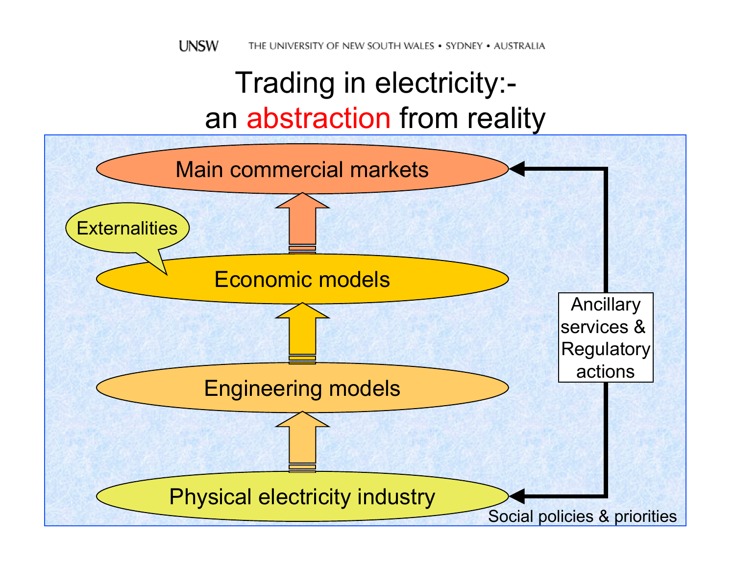# Trading in electricity:- an abstraction from reality

Main commercial markets

Externalities

Economic models

Engineering models

Physical electricity industry

Ancillary services & Regulatory actions

Social policies & priorities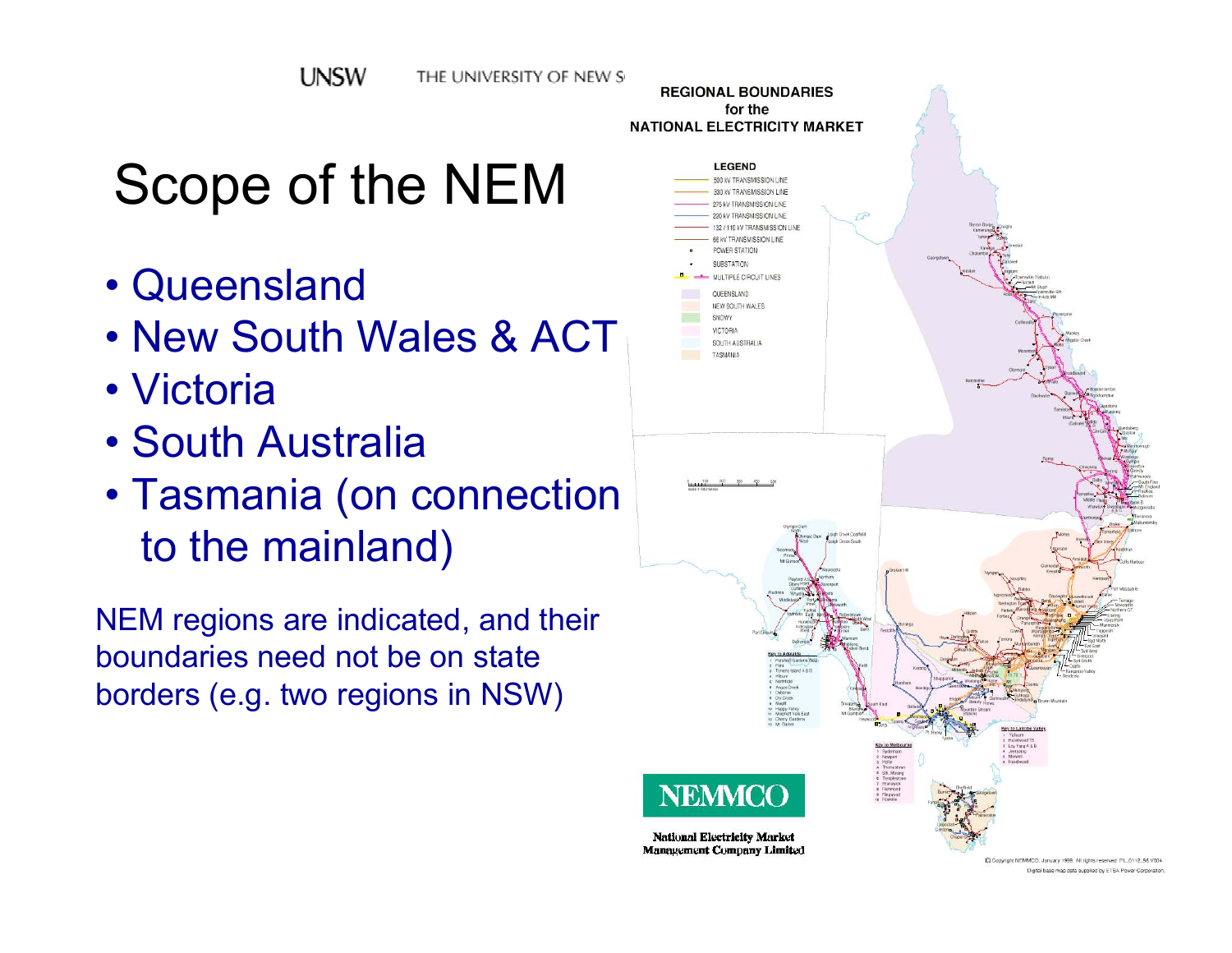# Scope of the NEM

- Queensland
- New South Wales & ACT
- Victoria
- South Australia
- Tasmania (on connection to the mainland)

NEM regions are indicated, and their boundaries need not be on state borders (e.g. two regions in NSW)

**REGIONAL BOUNDARIES for the NATIONAL ELECTRICITY MARKET**

**LEGEND**

- 500 kV TRANSMISSION LINE
- 330 kV TRANSMISSION LINE
- 275 kV TRANSMISSION LINE
- 220 kV TRANSMISSION LINE
- 132 / 110 kV TRANSMISSION LINE
- 66 kV TRANSMISSION LINE
- POWER STATION
- SUBSTATION
- MULTIPLE CIRCUIT LINES
- QUEENSLAND
- NEW SOUTH WALES
- SNOWY
- VICTORIA
- SOUTH AUSTRALIA
- TASMANIA

NEMMCO

National Electricity Market Management Company Limited

© Copyright NEMMCO, January 1999. All rights reserved. PL_0112_56 V004

Digital base map data supplied by ETSA Power Corporation.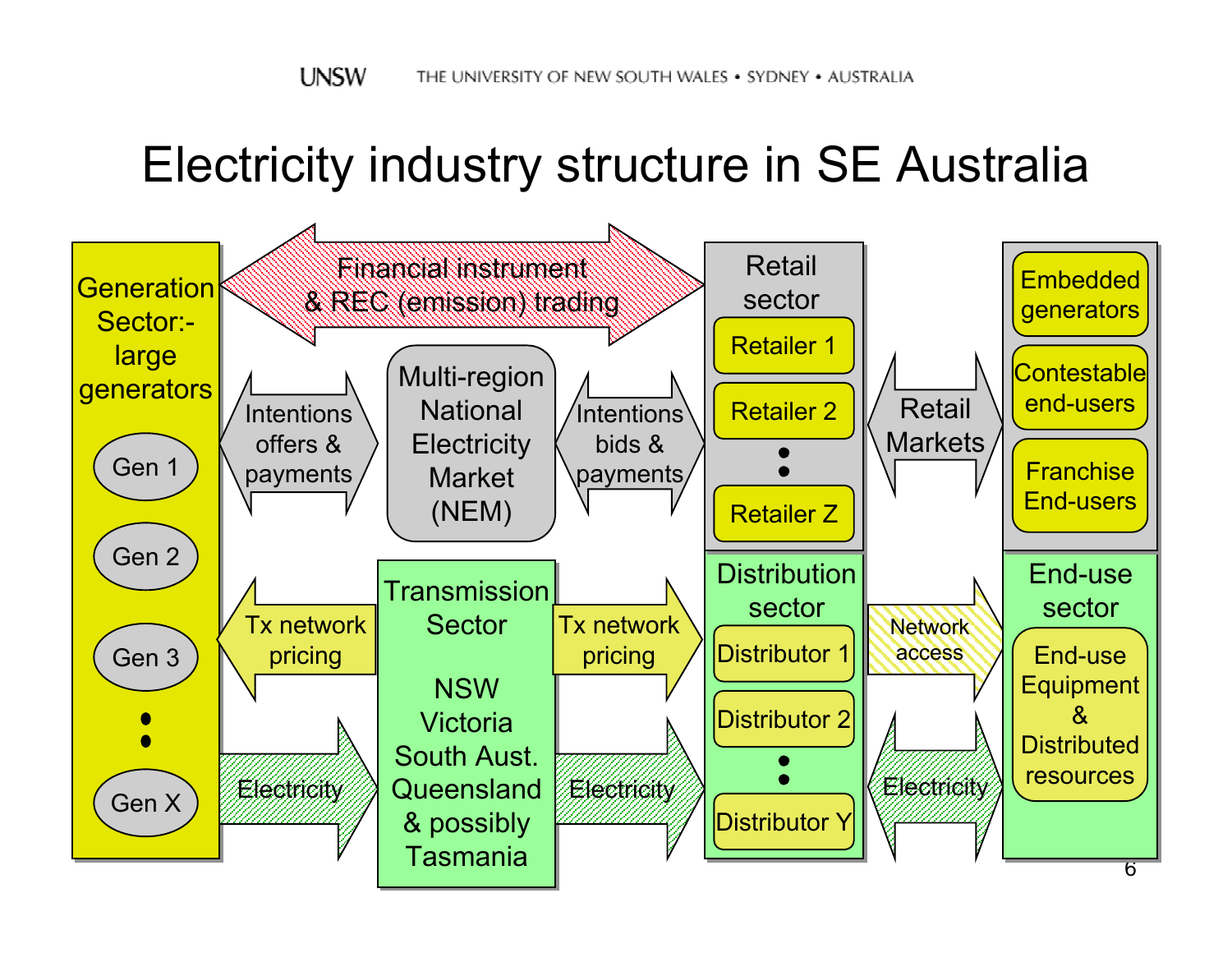# Electricity industry structure in SE Australia

**Generation Sector:- large generators**
- Gen 1
- Gen 2
- Gen 3
- •
- •
- Gen X

**Financial instrument & REC (emission) trading**

Intentions offers & payments

**Multi-region National Electricity Market (NEM)**

Intentions bids & payments

**Retail sector**
- Retailer 1
- Retailer 2
- •
- •
- Retailer Z

Retail Markets

- Embedded generators
- Contestable end-users
- Franchise End-users

Tx network pricing

**Transmission Sector**

NSW
Victoria
South Aust.
Queensland
& possibly
Tasmania

Tx network pricing

**Distribution sector**
- Distributor 1
- Distributor 2
- •
- •
- Distributor Y

Network access

**End-use sector**
- End-use Equipment & Distributed resources

Electricity

Electricity

Electricity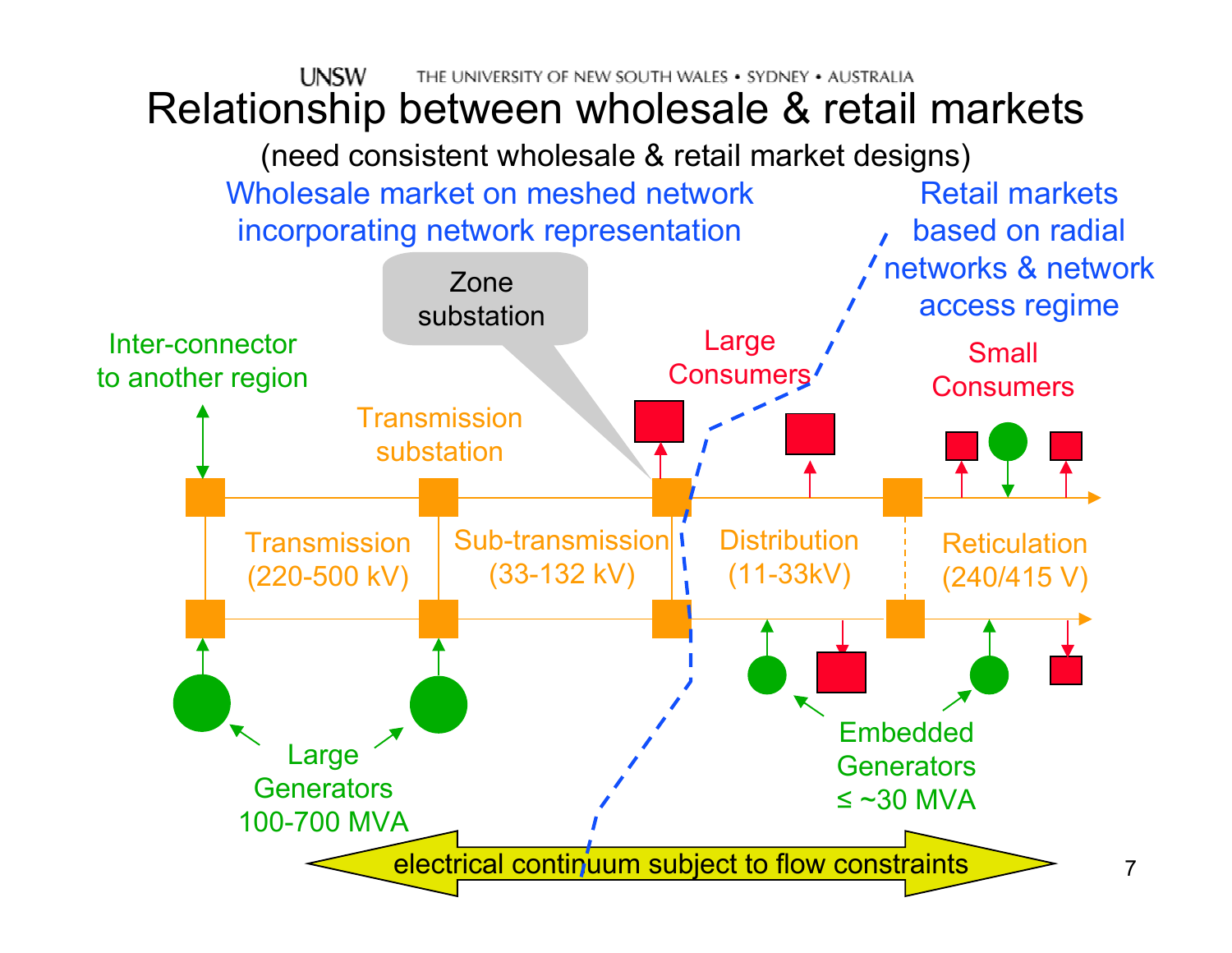# Relationship between wholesale & retail markets

(need consistent wholesale & retail market designs)

Wholesale market on meshed network incorporating network representation

Retail markets based on radial networks & network access regime

Zone substation

Inter-connector to another region

Transmission substation

Large Consumers

Small Consumers

Transmission (220-500 kV)

Sub-transmission (33-132 kV)

Distribution (11-33kV)

Reticulation (240/415 V)

Large Generators 100-700 MVA

Embedded Generators ≤ ~30 MVA

electrical continuum subject to flow constraints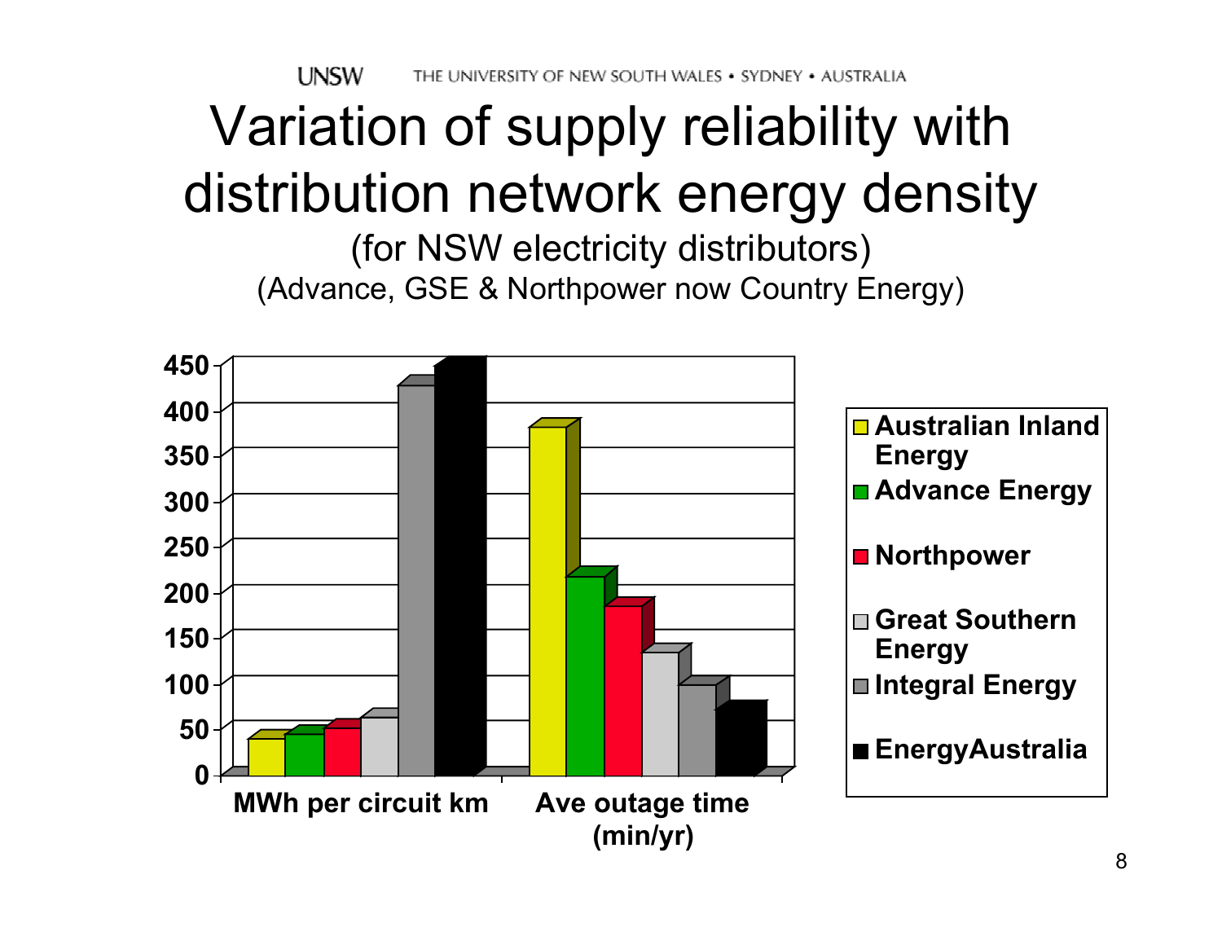# Variation of supply reliability with distribution network energy density

(for NSW electricity distributors)

(Advance, GSE & Northpower now Country Energy)

450
400
350
300
250
200
150
100
50
0

MWh per circuit km

Ave outage time (min/yr)

- Australian Inland Energy
- Advance Energy
- Northpower
- Great Southern Energy
- Integral Energy
- EnergyAustralia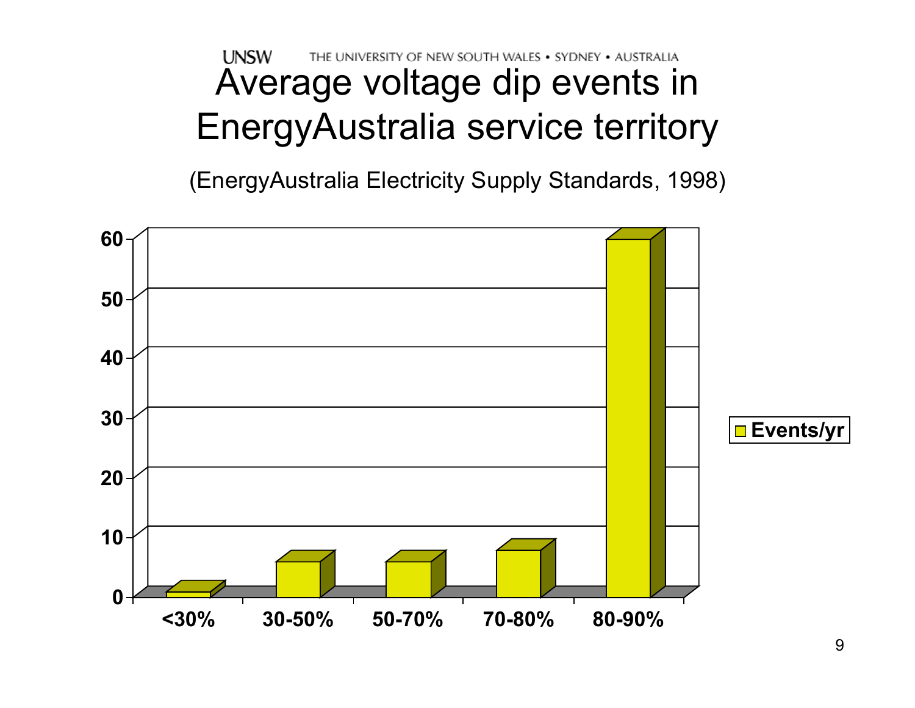# Average voltage dip events in EnergyAustralia service territory

(EnergyAustralia Electricity Supply Standards, 1998)

| Dip depth | Events/yr |
|---|---|
| <30% | ~1 |
| 30-50% | ~6 |
| 50-70% | ~6 |
| 70-80% | ~8 |
| 80-90% | ~60 |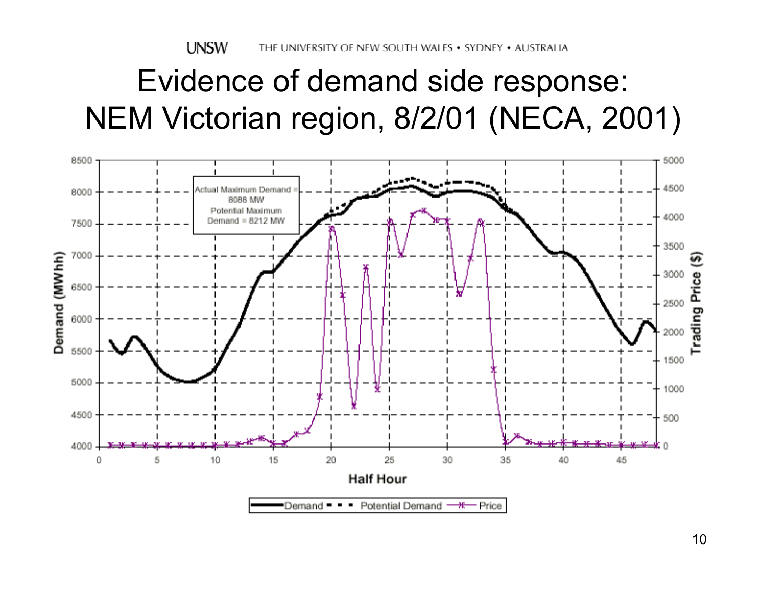# Evidence of demand side response: NEM Victorian region, 8/2/01 (NECA, 2001)

Actual Maximum Demand = 8088 MW
Potential Maximum Demand = 8212 MW

Demand (MWhh) | Trading Price ($) | Half Hour

Legend: Demand, Potential Demand, Price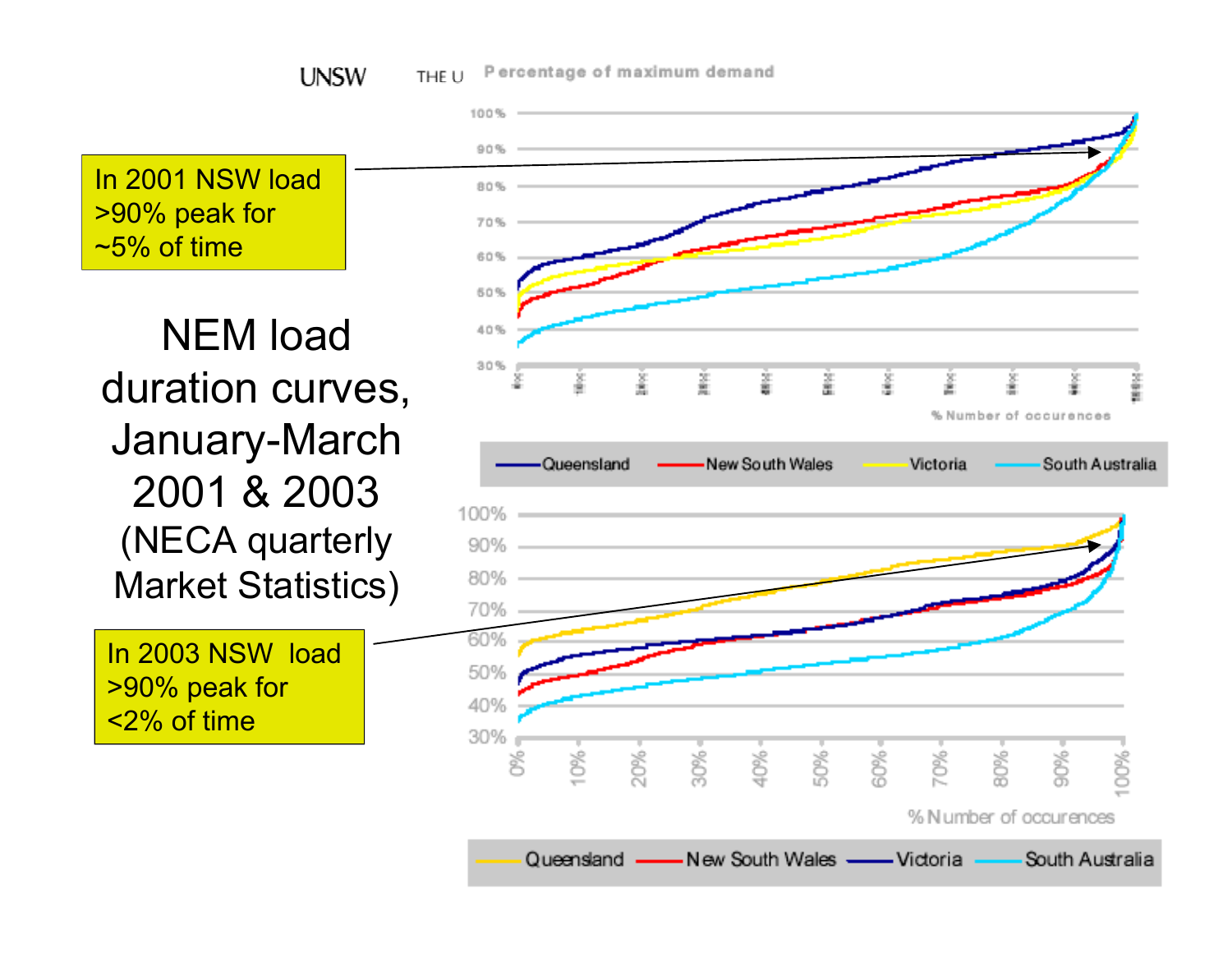# NEM load duration curves, January-March 2001 & 2003

(NECA quarterly Market Statistics)

In 2001 NSW load >90% peak for ~5% of time

In 2003 NSW load >90% peak for <2% of time

Percentage of maximum demand

% Number of occurences

Queensland | New South Wales | Victoria | South Australia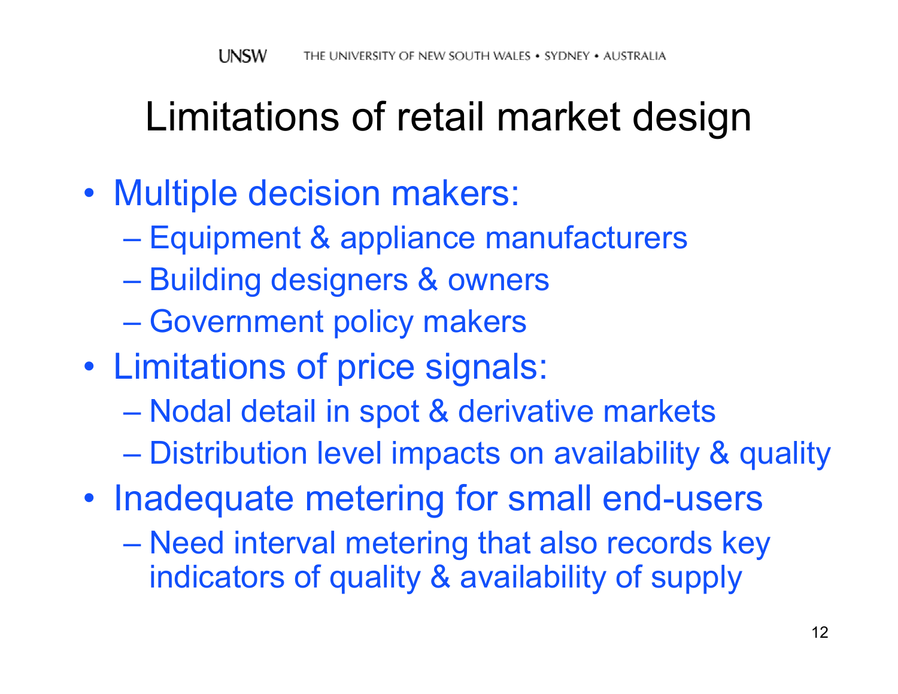# Limitations of retail market design

- Multiple decision makers:
  - Equipment & appliance manufacturers
  - Building designers & owners
  - Government policy makers
- Limitations of price signals:
  - Nodal detail in spot & derivative markets
  - Distribution level impacts on availability & quality
- Inadequate metering for small end-users
  - Need interval metering that also records key indicators of quality & availability of supply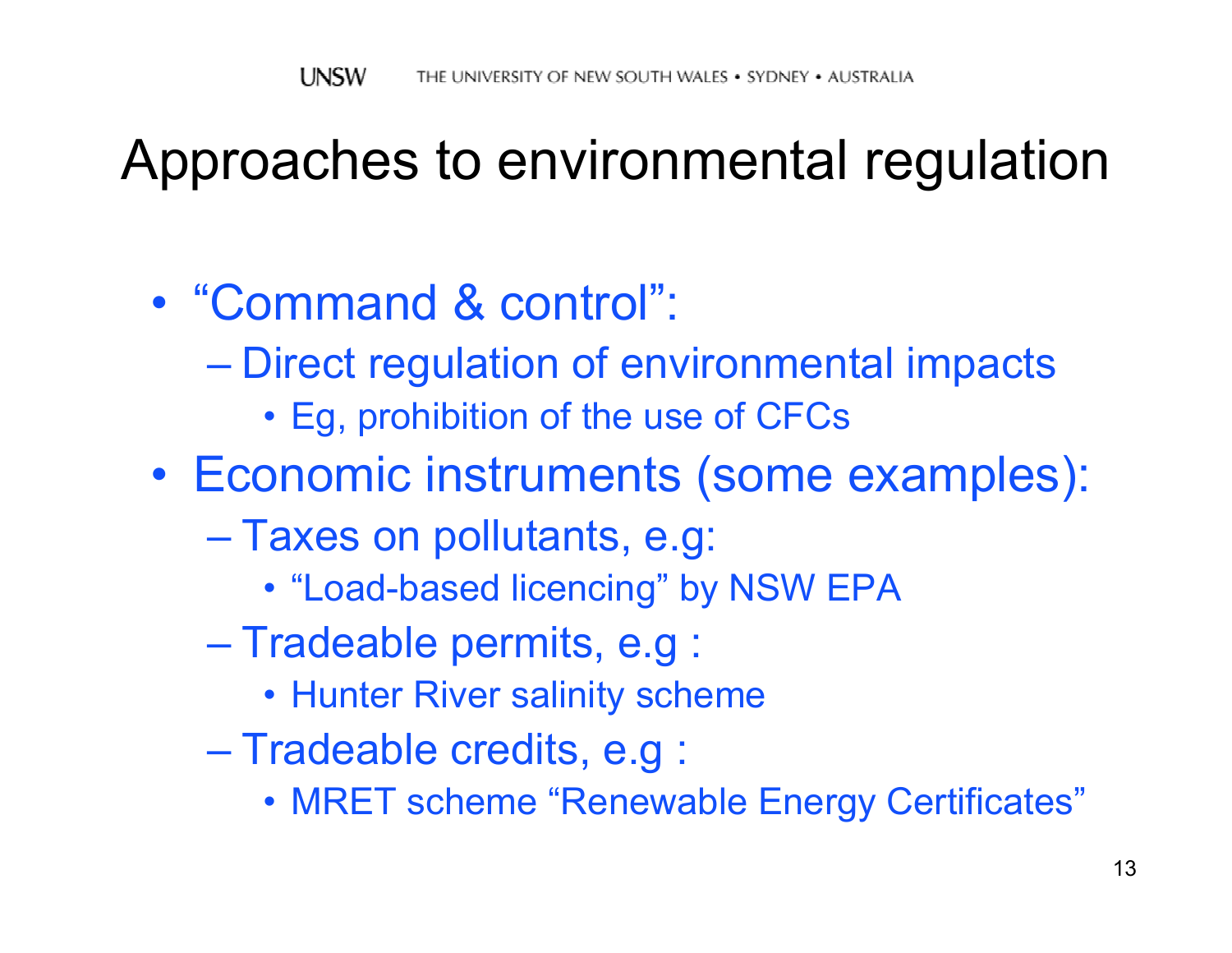# Approaches to environmental regulation

- "Command & control":
  - Direct regulation of environmental impacts
    - Eg, prohibition of the use of CFCs
- Economic instruments (some examples):
  - Taxes on pollutants, e.g:
    - "Load-based licencing" by NSW EPA
  - Tradeable permits, e.g :
    - Hunter River salinity scheme
  - Tradeable credits, e.g :
    - MRET scheme "Renewable Energy Certificates"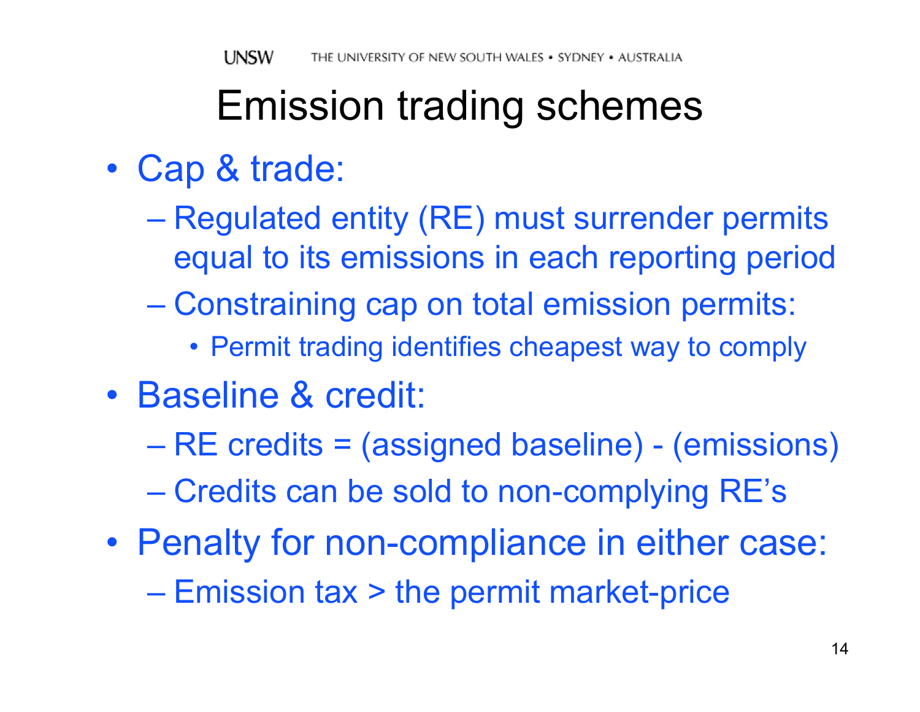# Emission trading schemes

- Cap & trade:
  - Regulated entity (RE) must surrender permits equal to its emissions in each reporting period
  - Constraining cap on total emission permits:
    - Permit trading identifies cheapest way to comply
- Baseline & credit:
  - RE credits = (assigned baseline) - (emissions)
  - Credits can be sold to non-complying RE’s
- Penalty for non-compliance in either case:
  - Emission tax > the permit market-price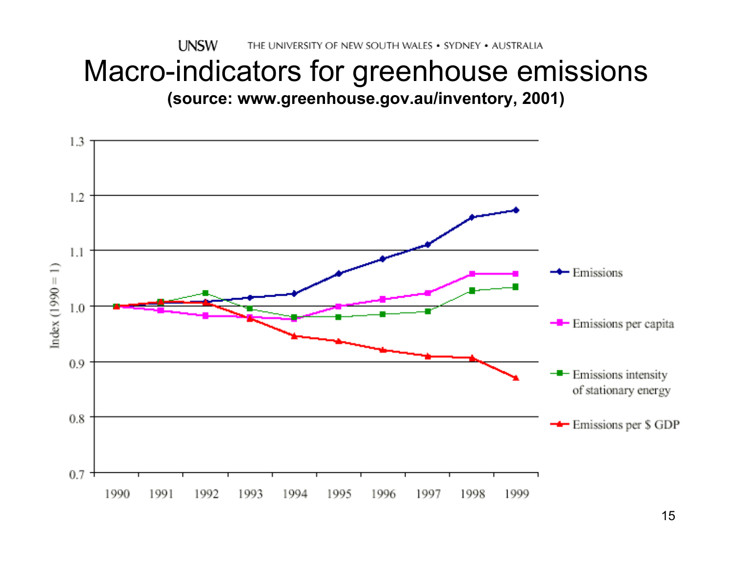# Macro-indicators for greenhouse emissions

**(source: www.greenhouse.gov.au/inventory, 2001)**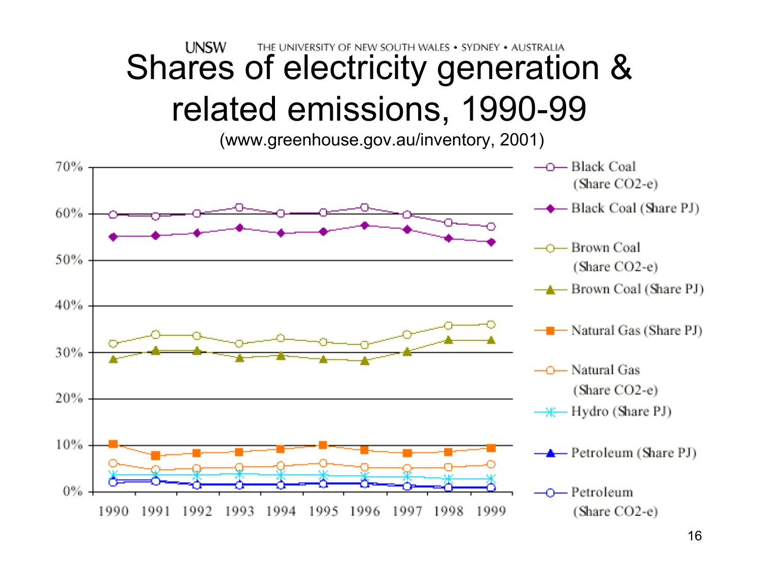# Shares of electricity generation & related emissions, 1990-99

(www.greenhouse.gov.au/inventory, 2001)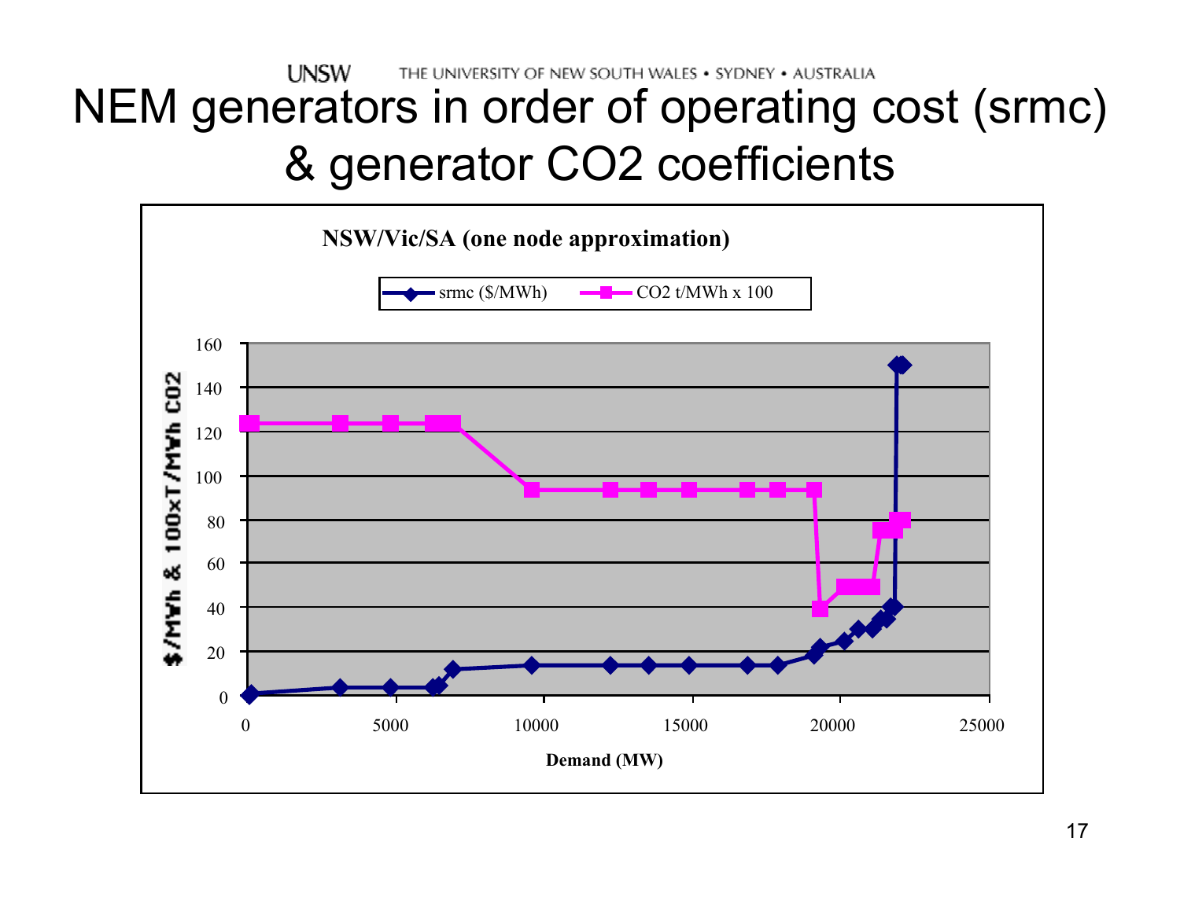# NEM generators in order of operating cost (srmc) & generator CO2 coefficients

**NSW/Vic/SA (one node approximation)**

Legend: srmc ($/MWh); CO2 t/MWh x 100

Y-axis: $/MWh & 100xT/MWh CO2 (0–160)

X-axis: Demand (MW) (0–25000)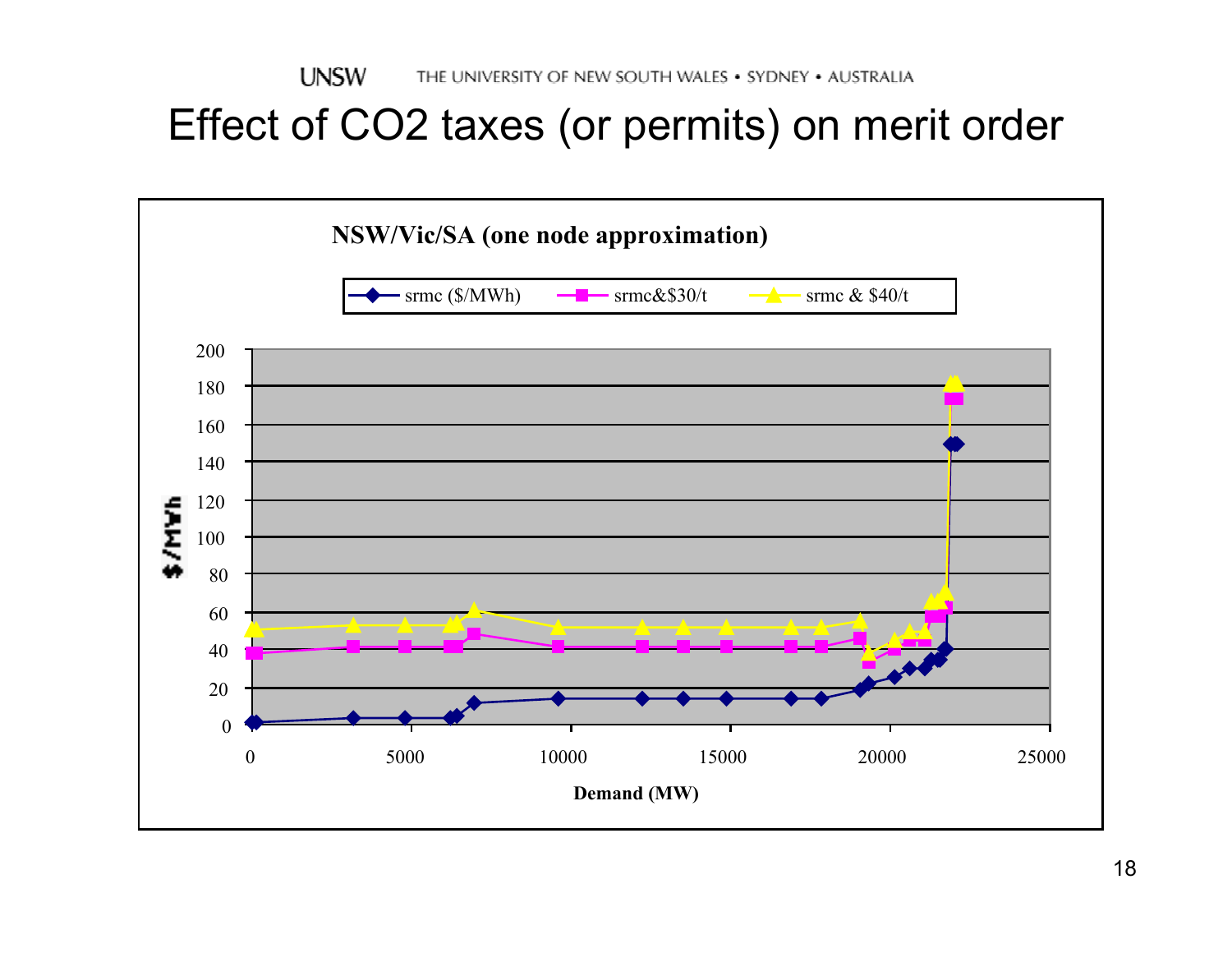# Effect of $CO_2$ taxes (or permits) on merit order

**NSW/Vic/SA (one node approximation)**

Legend: srmc ($/MWh) · srmc&$30/t · srmc & $40/t

Y-axis: $/MWh (0–200)

X-axis: Demand (MW) (0–25000)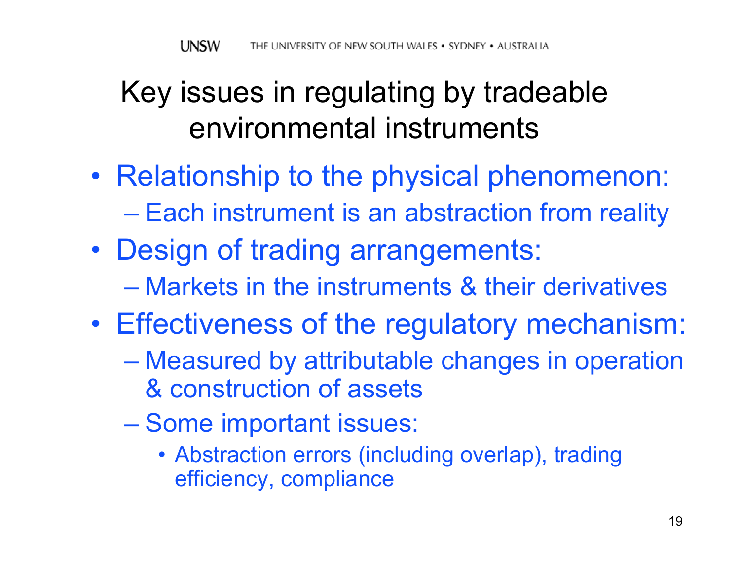# Key issues in regulating by tradeable environmental instruments

- Relationship to the physical phenomenon:
  - Each instrument is an abstraction from reality
- Design of trading arrangements:
  - Markets in the instruments & their derivatives
- Effectiveness of the regulatory mechanism:
  - Measured by attributable changes in operation & construction of assets
  - Some important issues:
    - Abstraction errors (including overlap), trading efficiency, compliance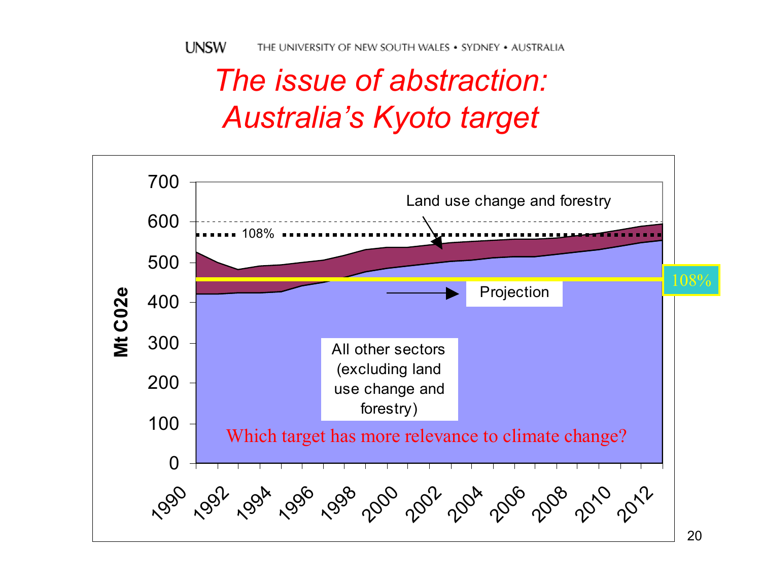# The issue of abstraction: Australia's Kyoto target

Mt C02e

700
600
500
400
300
200
100
0

1990 1992 1994 1996 1998 2000 2002 2004 2006 2008 2010 2012

Land use change and forestry

108%

108%

Projection

All other sectors (excluding land use change and forestry)

Which target has more relevance to climate change?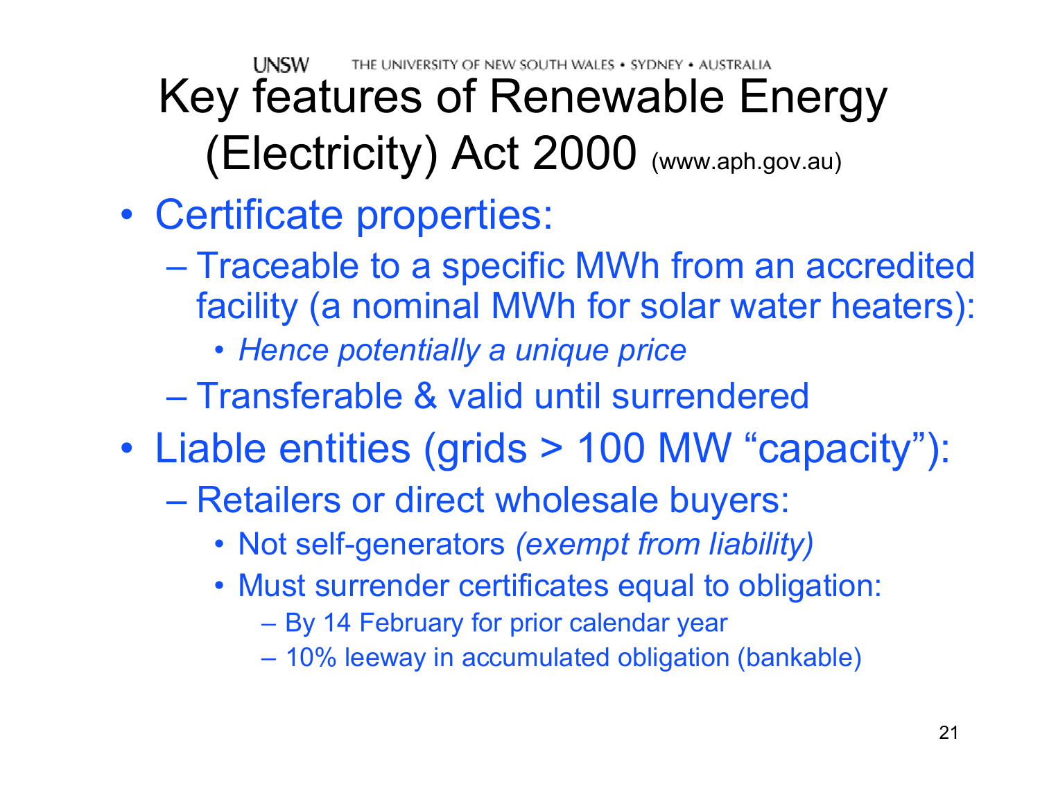# Key features of Renewable Energy (Electricity) Act 2000 (www.aph.gov.au)

- Certificate properties:
  - Traceable to a specific MWh from an accredited facility (a nominal MWh for solar water heaters):
    - *Hence potentially a unique price*
  - Transferable & valid until surrendered
- Liable entities (grids > 100 MW "capacity"):
  - Retailers or direct wholesale buyers:
    - Not self-generators *(exempt from liability)*
    - Must surrender certificates equal to obligation:
      - By 14 February for prior calendar year
      - 10% leeway in accumulated obligation (bankable)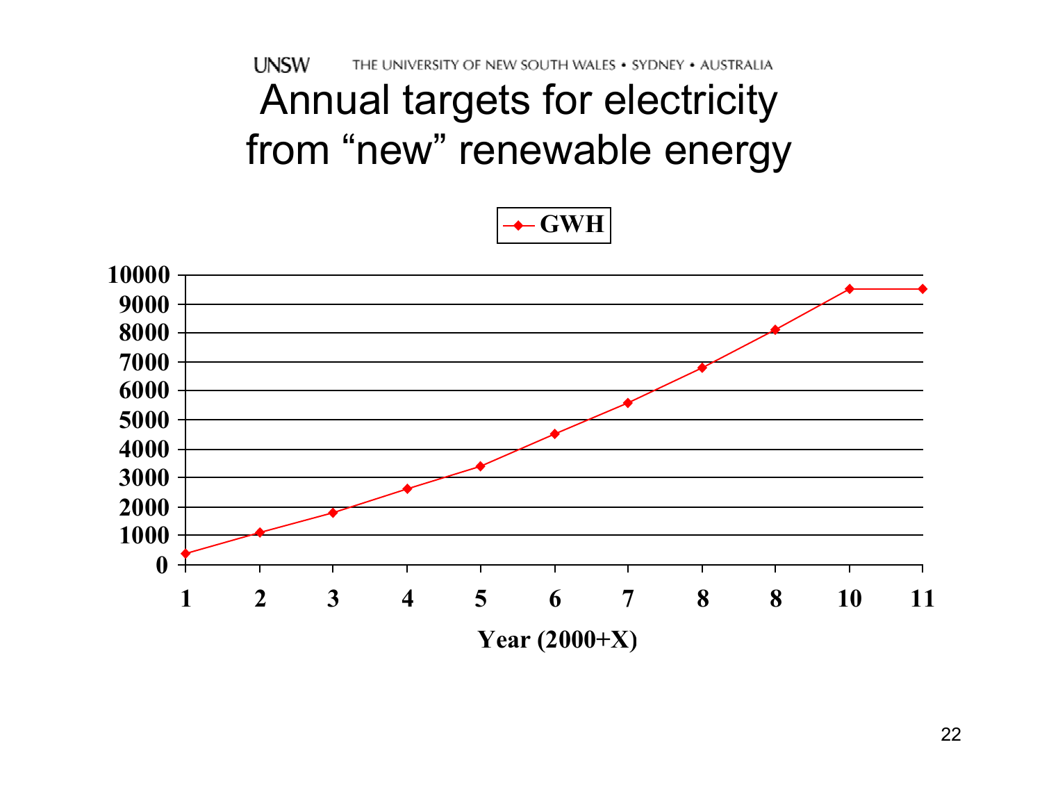# Annual targets for electricity from "new" renewable energy

GWH

| Year (2000+X) | GWH |
|---|---|
| 1 | ~400 |
| 2 | ~1100 |
| 3 | ~1800 |
| 4 | ~2600 |
| 5 | ~3400 |
| 6 | ~4500 |
| 7 | ~5600 |
| 8 | ~6800 |
| 8 | ~8100 |
| 10 | ~9500 |
| 11 | ~9500 |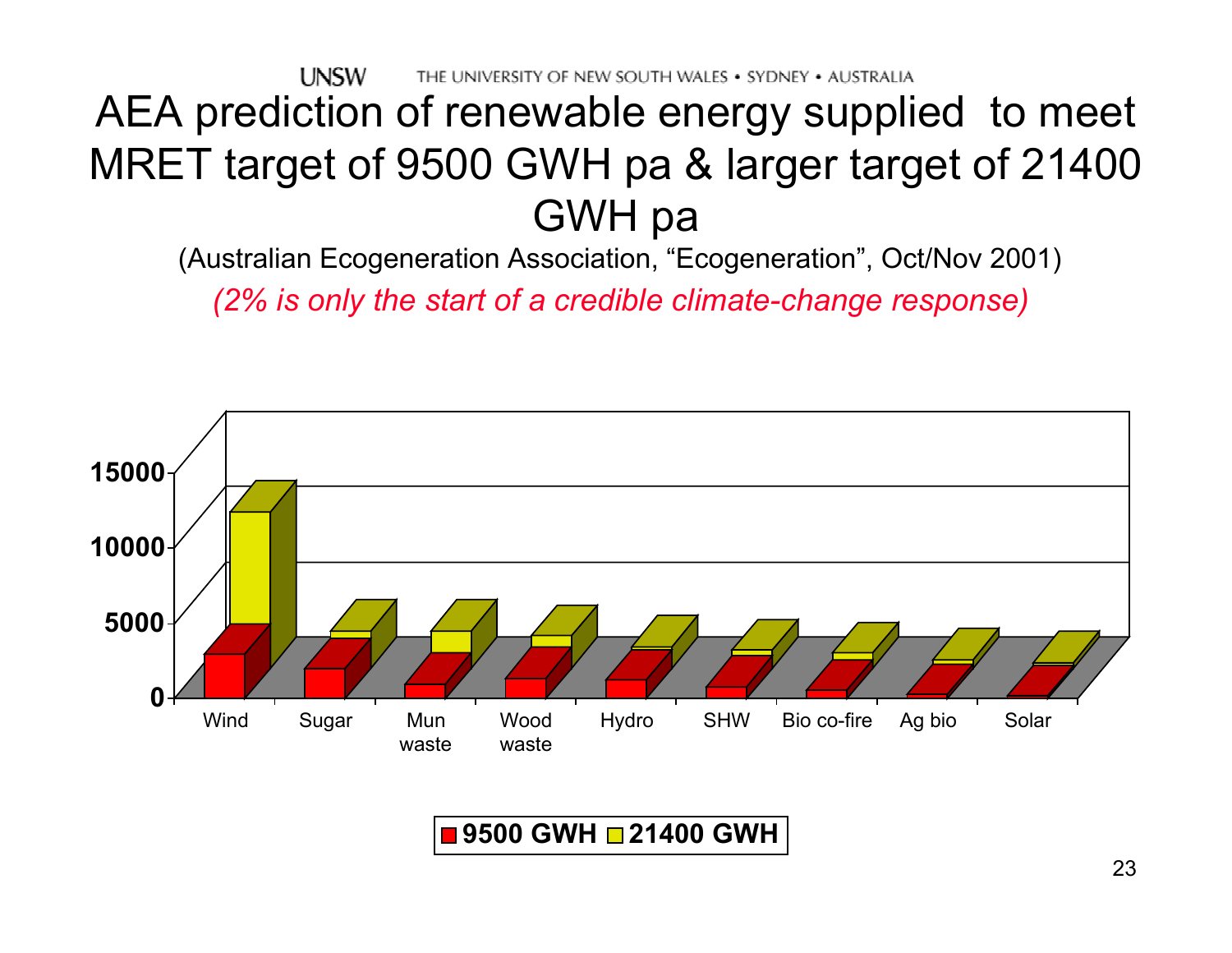# AEA prediction of renewable energy supplied to meet MRET target of 9500 GWH pa & larger target of 21400 GWH pa

(Australian Ecogeneration Association, "Ecogeneration", Oct/Nov 2001)

*(2% is only the start of a credible climate-change response)*

15000
10000
5000
0

Wind | Sugar | Mun waste | Wood waste | Hydro | SHW | Bio co-fire | Ag bio | Solar

**9500 GWH** **21400 GWH**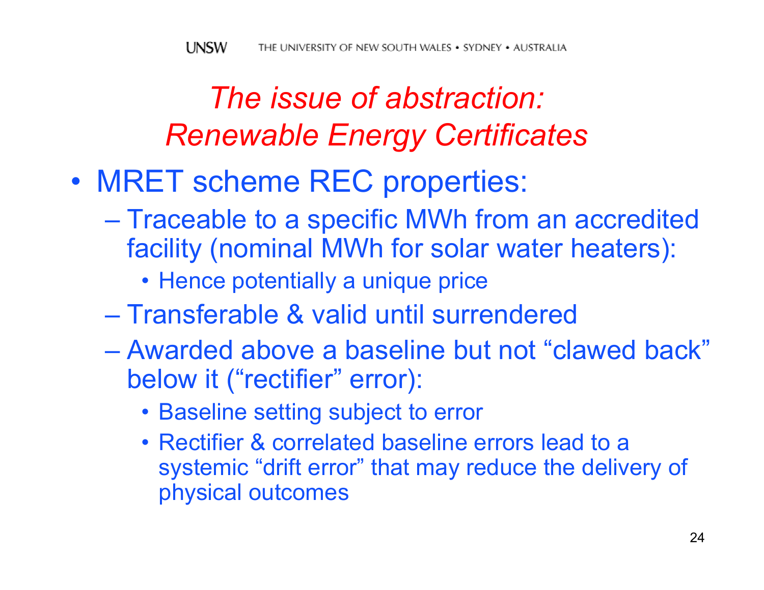# *The issue of abstraction: Renewable Energy Certificates*

- MRET scheme REC properties:
  - Traceable to a specific MWh from an accredited facility (nominal MWh for solar water heaters):
    - Hence potentially a unique price
  - Transferable & valid until surrendered
  - Awarded above a baseline but not "clawed back" below it ("rectifier" error):
    - Baseline setting subject to error
    - Rectifier & correlated baseline errors lead to a systemic "drift error" that may reduce the delivery of physical outcomes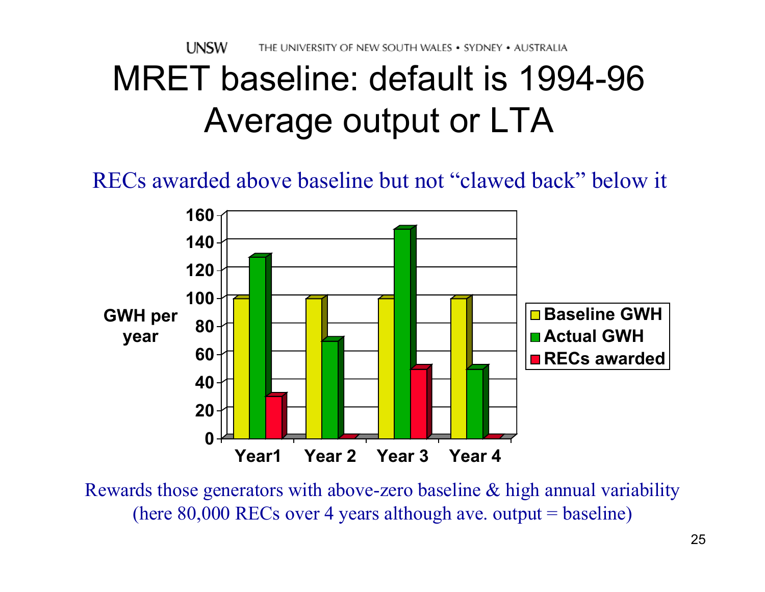# MRET baseline: default is 1994-96 Average output or LTA

RECs awarded above baseline but not "clawed back" below it

| | Year1 | Year 2 | Year 3 | Year 4 |
|---|---|---|---|---|
| Baseline GWH | 100 | 100 | 100 | 100 |
| Actual GWH | 130 | 70 | 150 | 50 |
| RECs awarded | 30 | 0 | 50 | 0 |

GWH per year

Rewards those generators with above-zero baseline & high annual variability (here 80,000 RECs over 4 years although ave. output = baseline)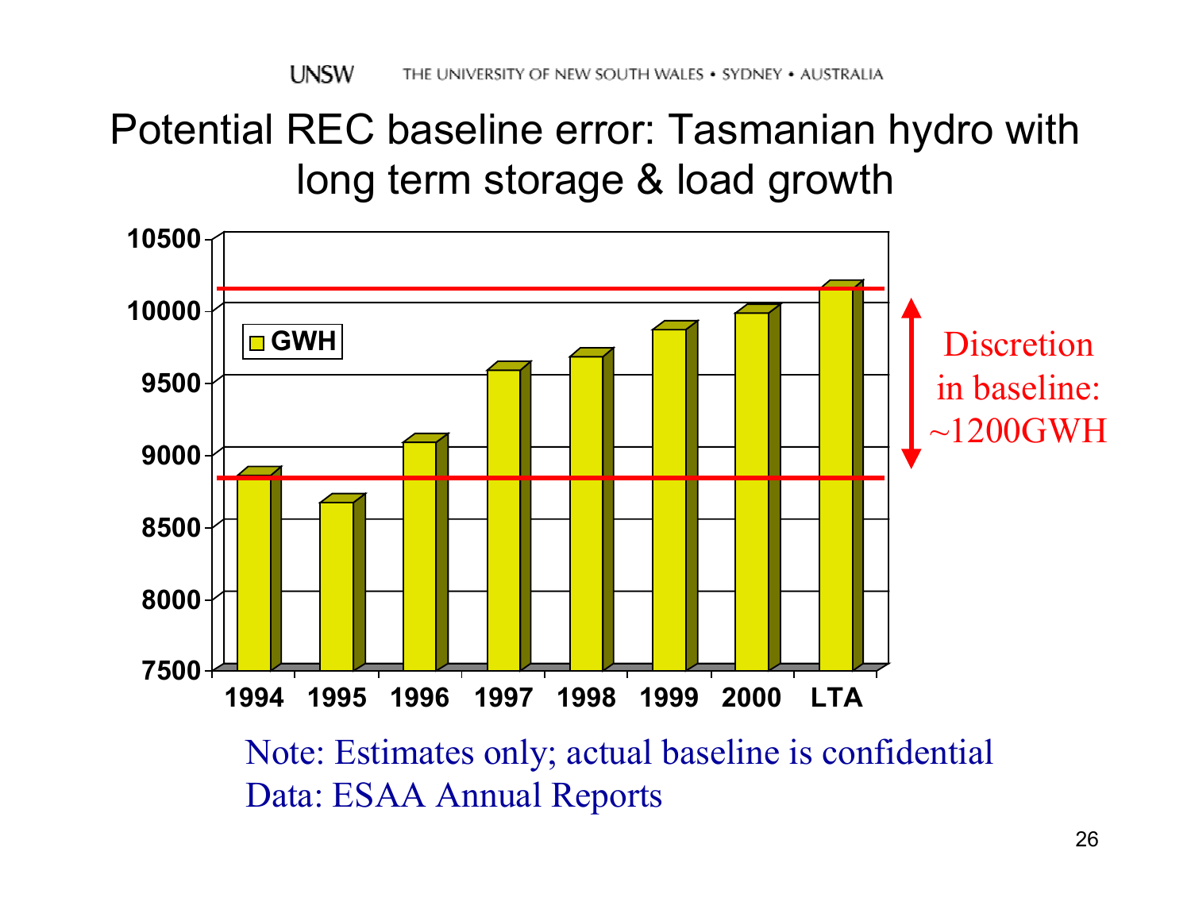# Potential REC baseline error: Tasmanian hydro with long term storage & load growth

| Year | GWH |
|---|---|
| 1994 | ~8850 |
| 1995 | ~8670 |
| 1996 | ~9080 |
| 1997 | ~9580 |
| 1998 | ~9670 |
| 1999 | ~9860 |
| 2000 | ~9980 |
| LTA | ~10150 |

Discretion in baseline: ~1200GWH

Note: Estimates only; actual baseline is confidential

Data: ESAA Annual Reports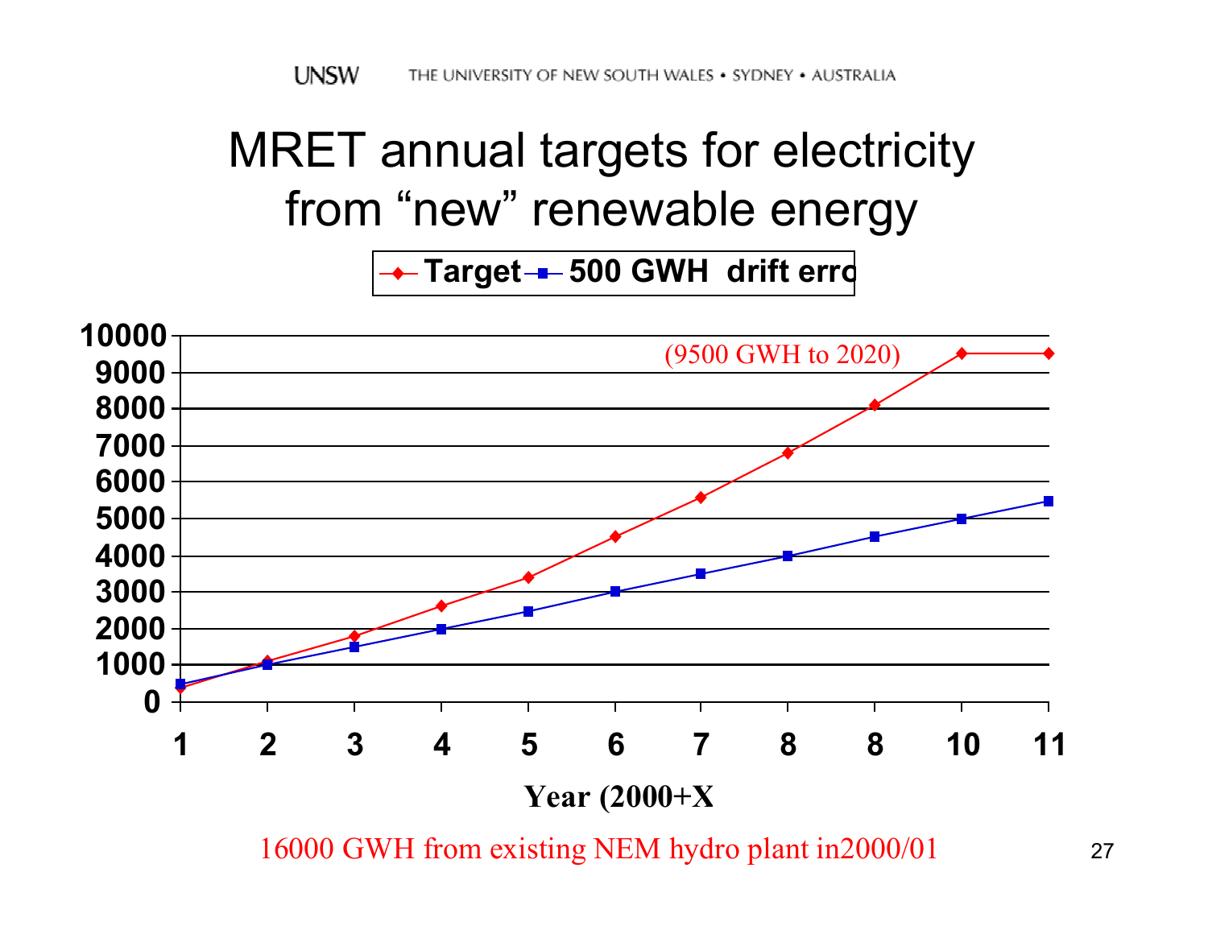# MRET annual targets for electricity from "new" renewable energy

Legend: Target — 500 GWH drift erro

(9500 GWH to 2020)

Y-axis: 0, 1000, 2000, 3000, 4000, 5000, 6000, 7000, 8000, 9000, 10000

X-axis: 1, 2, 3, 4, 5, 6, 7, 8, 8, 10, 11

**Year (2000+X**

16000 GWH from existing NEM hydro plant in2000/01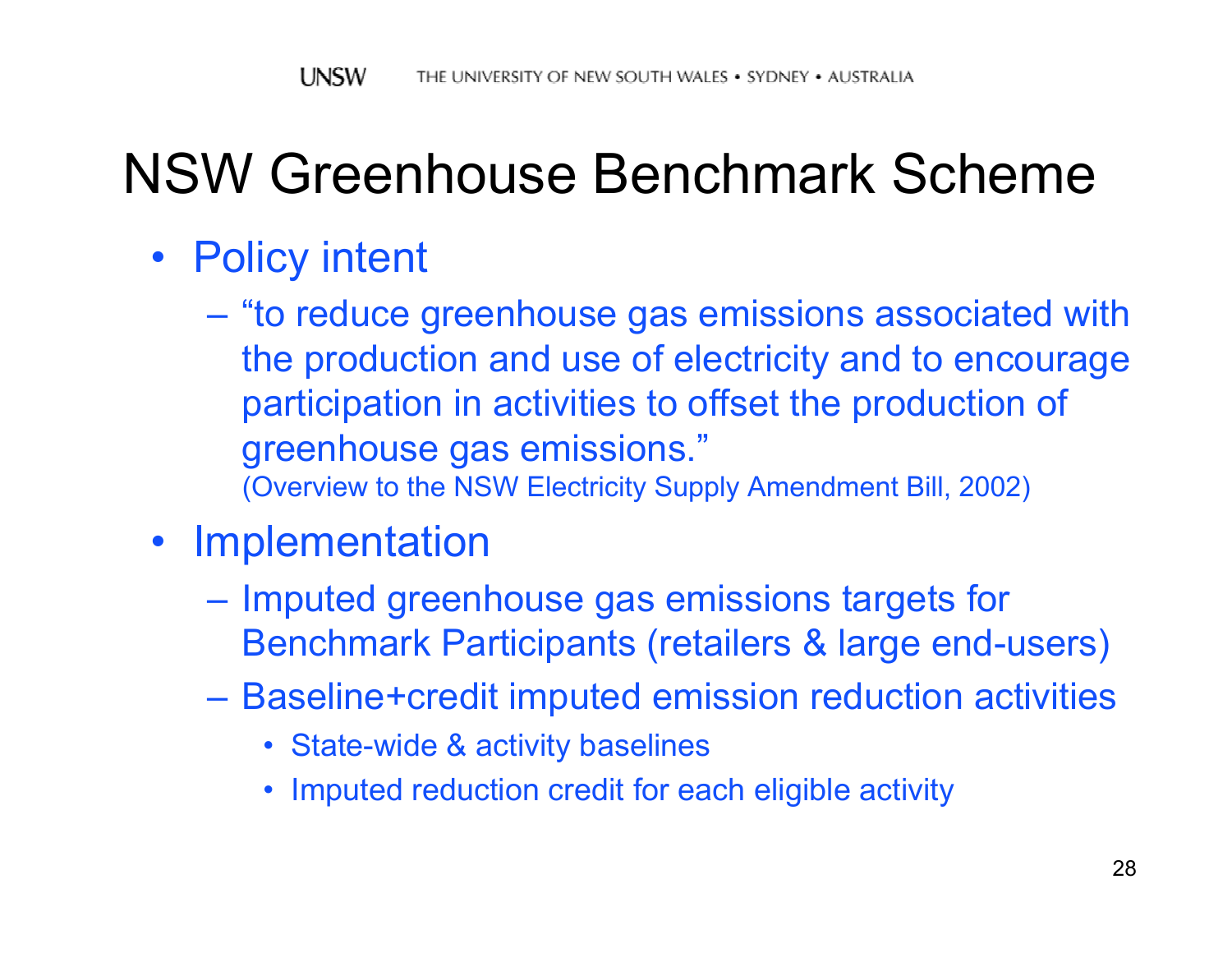# NSW Greenhouse Benchmark Scheme

- Policy intent
  - "to reduce greenhouse gas emissions associated with the production and use of electricity and to encourage participation in activities to offset the production of greenhouse gas emissions."
    (Overview to the NSW Electricity Supply Amendment Bill, 2002)
- Implementation
  - Imputed greenhouse gas emissions targets for Benchmark Participants (retailers & large end-users)
  - Baseline+credit imputed emission reduction activities
    - State-wide & activity baselines
    - Imputed reduction credit for each eligible activity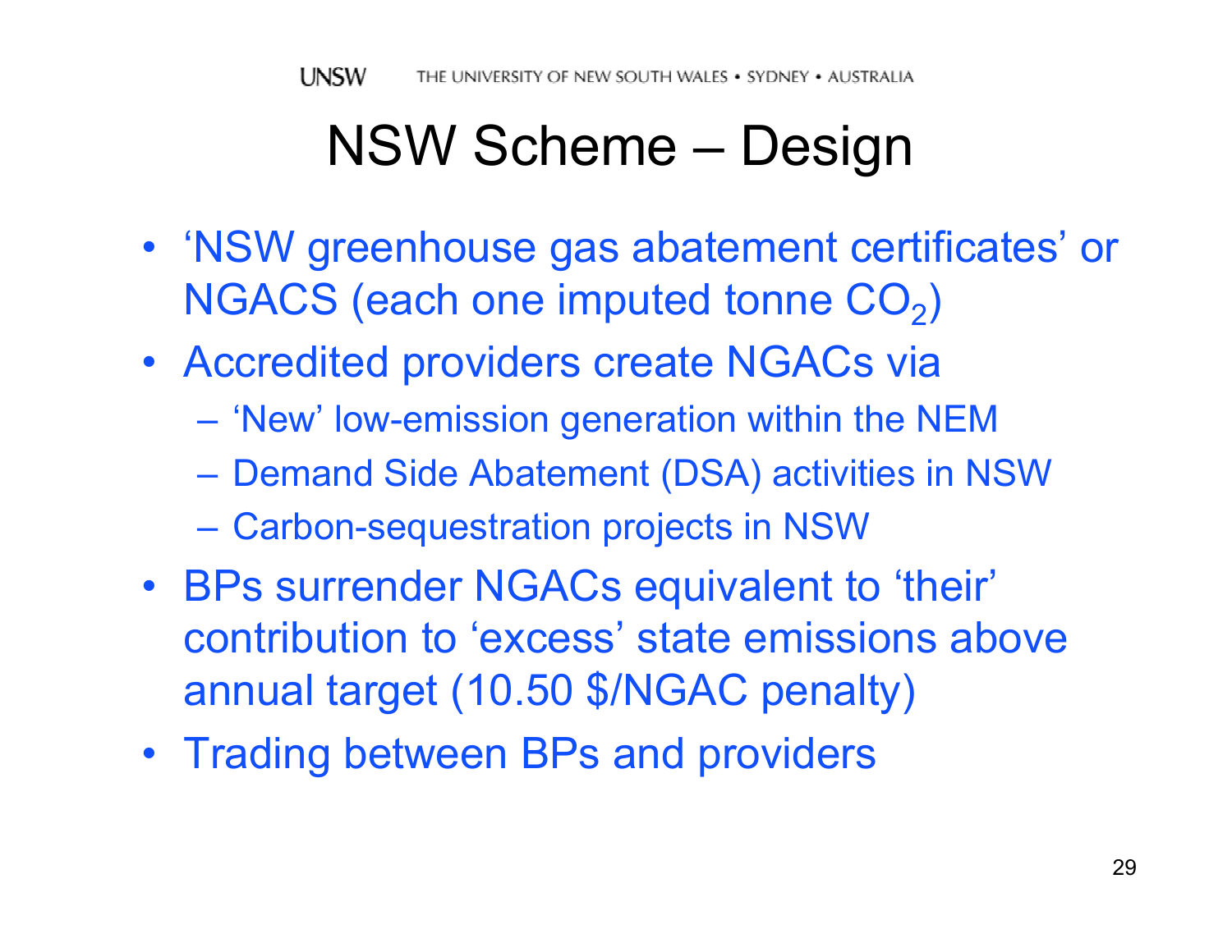# NSW Scheme – Design

- ‘NSW greenhouse gas abatement certificates’ or NGACS (each one imputed tonne $CO_2$)
- Accredited providers create NGACs via
  - ‘New’ low-emission generation within the NEM
  - Demand Side Abatement (DSA) activities in NSW
  - Carbon-sequestration projects in NSW
- BPs surrender NGACs equivalent to ‘their’ contribution to ‘excess’ state emissions above annual target (10.50 $/NGAC penalty)
- Trading between BPs and providers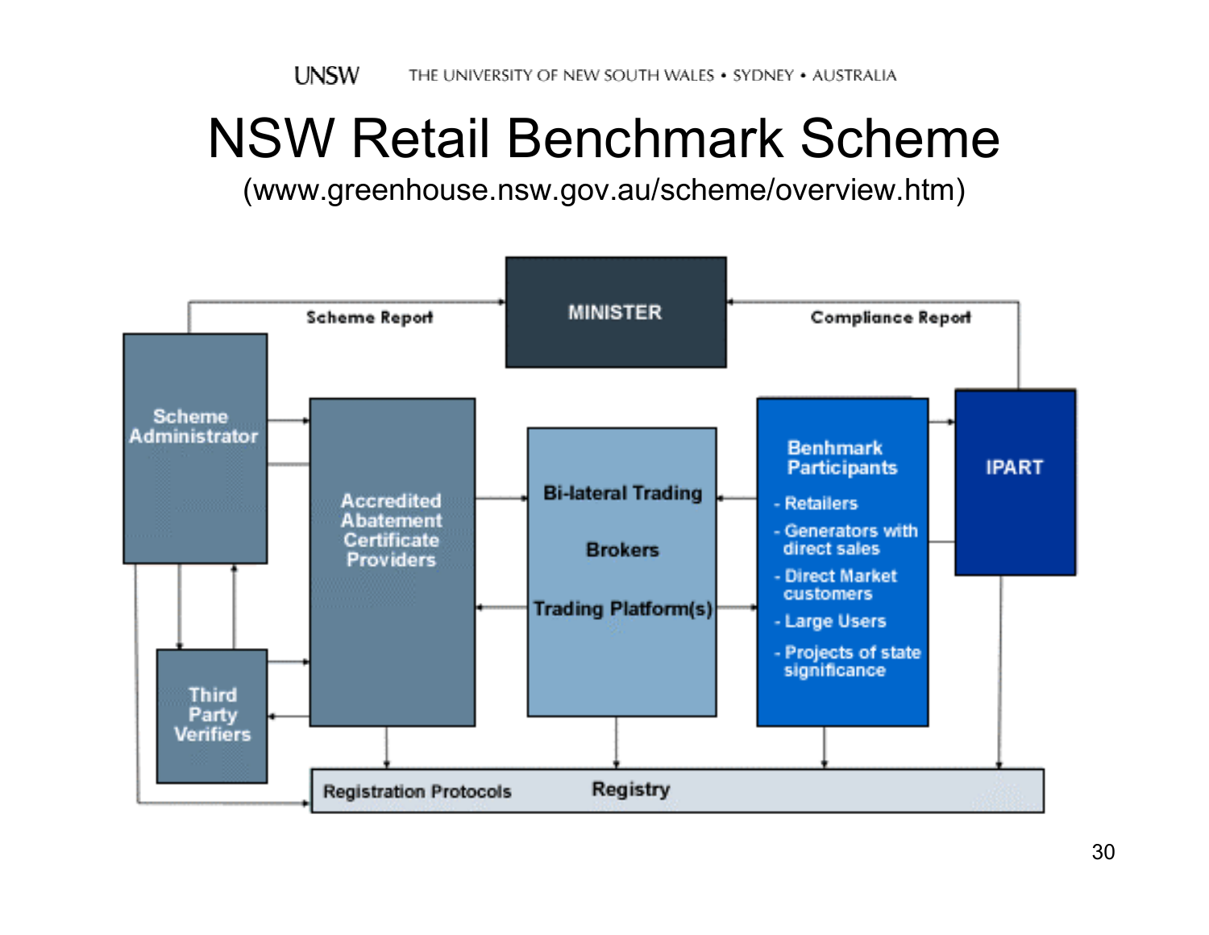# NSW Retail Benchmark Scheme

(www.greenhouse.nsw.gov.au/scheme/overview.htm)

MINISTER

Scheme Report

Compliance Report

Scheme Administrator

Accredited Abatement Certificate Providers

Bi-lateral Trading

Brokers

Trading Platform(s)

Benhmark Participants

- Retailers
- Generators with direct sales
- Direct Market customers
- Large Users
- Projects of state significance

IPART

Third Party Verifiers

Registration Protocols

Registry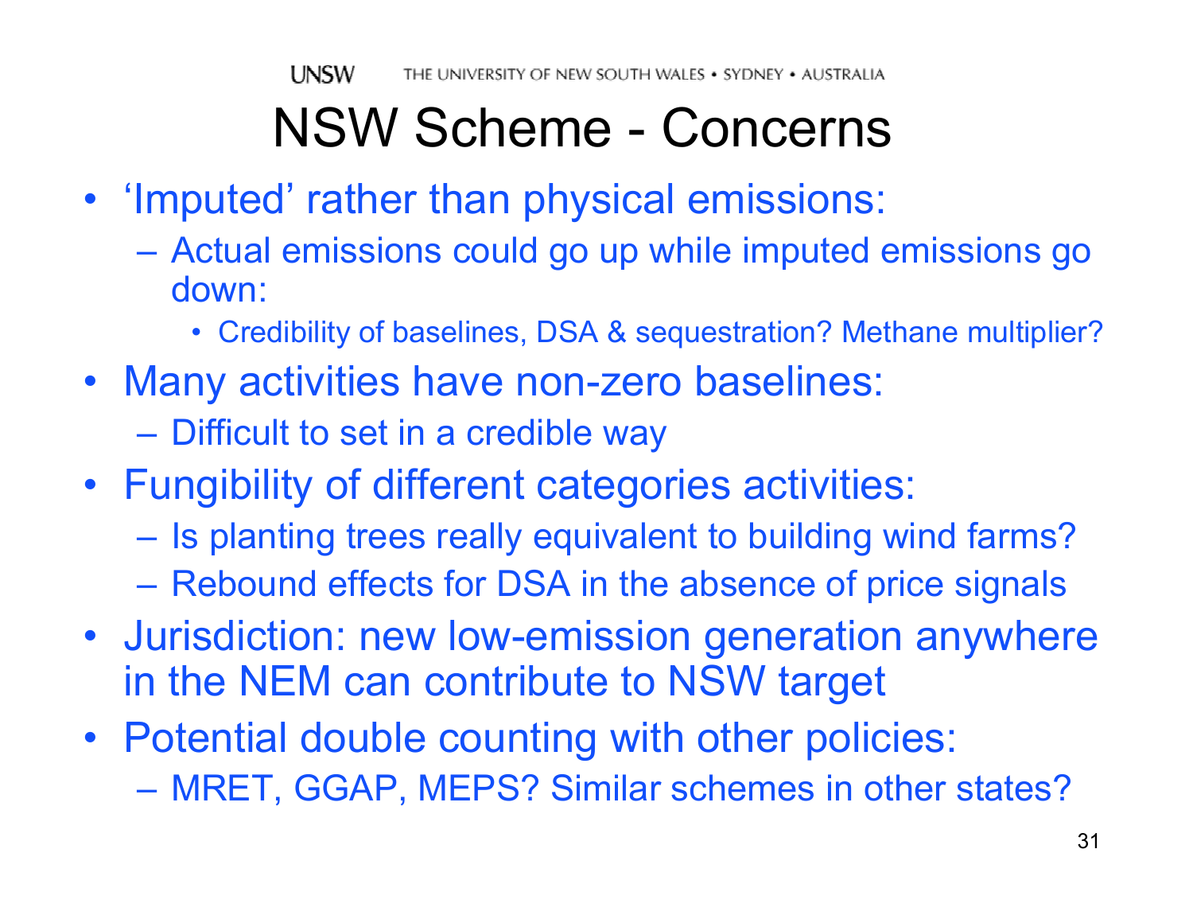# NSW Scheme - Concerns

- 'Imputed' rather than physical emissions:
  - Actual emissions could go up while imputed emissions go down:
    - Credibility of baselines, DSA & sequestration? Methane multiplier?
- Many activities have non-zero baselines:
  - Difficult to set in a credible way
- Fungibility of different categories activities:
  - Is planting trees really equivalent to building wind farms?
  - Rebound effects for DSA in the absence of price signals
- Jurisdiction: new low-emission generation anywhere in the NEM can contribute to NSW target
- Potential double counting with other policies:
  - MRET, GGAP, MEPS? Similar schemes in other states?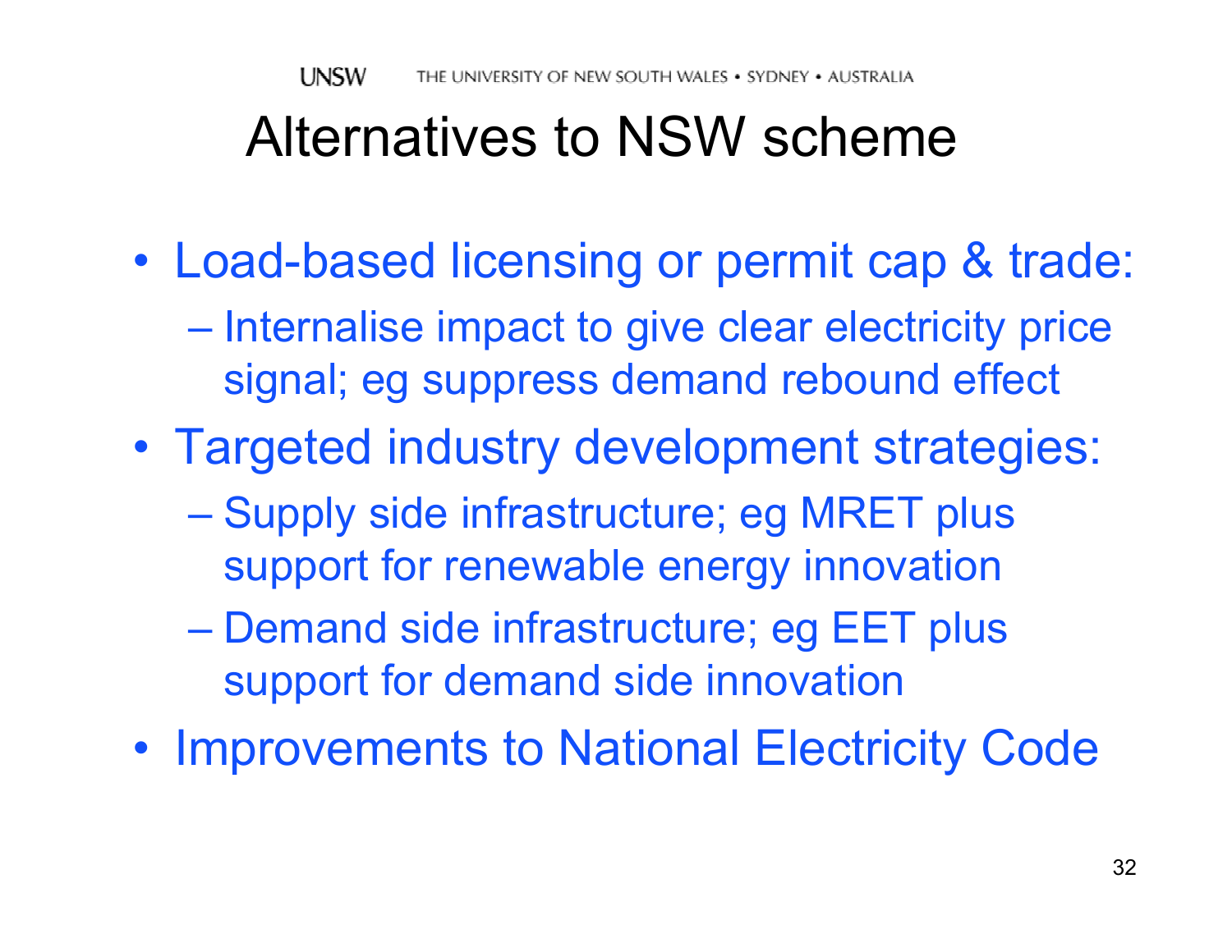# Alternatives to NSW scheme

- Load-based licensing or permit cap & trade:
  - Internalise impact to give clear electricity price signal; eg suppress demand rebound effect
- Targeted industry development strategies:
  - Supply side infrastructure; eg MRET plus support for renewable energy innovation
  - Demand side infrastructure; eg EET plus support for demand side innovation
- Improvements to National Electricity Code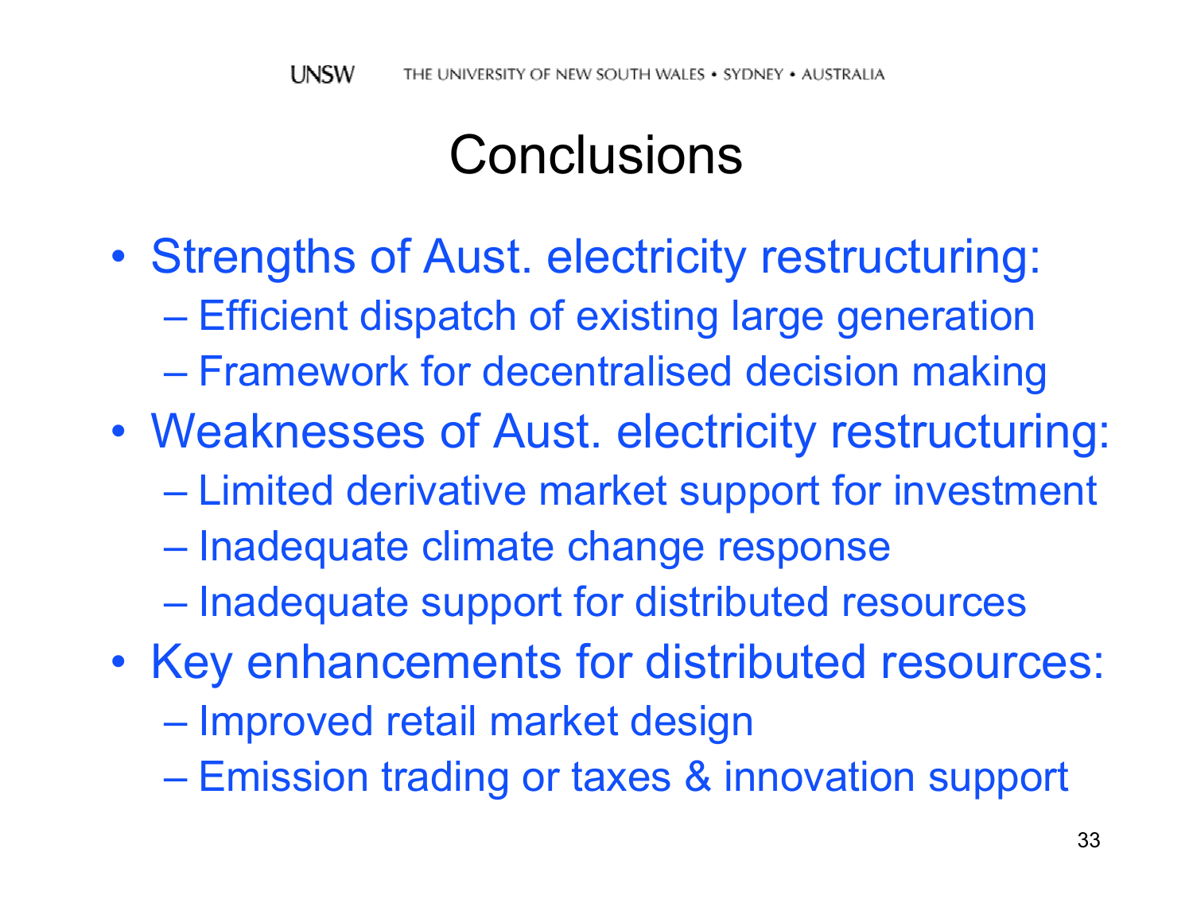# Conclusions

- Strengths of Aust. electricity restructuring:
  - Efficient dispatch of existing large generation
  - Framework for decentralised decision making
- Weaknesses of Aust. electricity restructuring:
  - Limited derivative market support for investment
  - Inadequate climate change response
  - Inadequate support for distributed resources
- Key enhancements for distributed resources:
  - Improved retail market design
  - Emission trading or taxes & innovation support